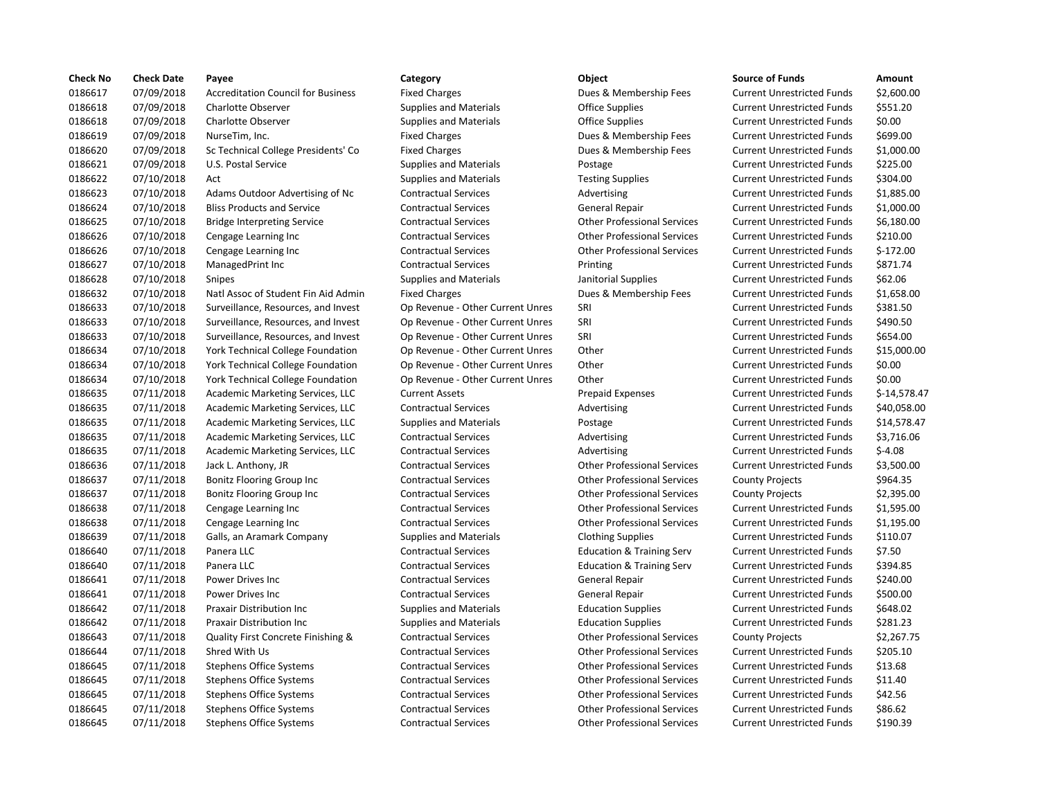| Check No | Check Date | Payee | Category | Object | Source of Funds | Amount |
|---|---|---|---|---|---|---|
| 0186617 | 07/09/2018 | Accreditation Council for Business | Fixed Charges | Dues & Membership Fees | Current Unrestricted Funds | $2,600.00 |
| 0186618 | 07/09/2018 | Charlotte Observer | Supplies and Materials | Office Supplies | Current Unrestricted Funds | $551.20 |
| 0186618 | 07/09/2018 | Charlotte Observer | Supplies and Materials | Office Supplies | Current Unrestricted Funds | $0.00 |
| 0186619 | 07/09/2018 | NurseTim, Inc. | Fixed Charges | Dues & Membership Fees | Current Unrestricted Funds | $699.00 |
| 0186620 | 07/09/2018 | Sc Technical College Presidents' Co | Fixed Charges | Dues & Membership Fees | Current Unrestricted Funds | $1,000.00 |
| 0186621 | 07/09/2018 | U.S. Postal Service | Supplies and Materials | Postage | Current Unrestricted Funds | $225.00 |
| 0186622 | 07/10/2018 | Act | Supplies and Materials | Testing Supplies | Current Unrestricted Funds | $304.00 |
| 0186623 | 07/10/2018 | Adams Outdoor Advertising of Nc | Contractual Services | Advertising | Current Unrestricted Funds | $1,885.00 |
| 0186624 | 07/10/2018 | Bliss Products and Service | Contractual Services | General Repair | Current Unrestricted Funds | $1,000.00 |
| 0186625 | 07/10/2018 | Bridge Interpreting Service | Contractual Services | Other Professional Services | Current Unrestricted Funds | $6,180.00 |
| 0186626 | 07/10/2018 | Cengage Learning Inc | Contractual Services | Other Professional Services | Current Unrestricted Funds | $210.00 |
| 0186626 | 07/10/2018 | Cengage Learning Inc | Contractual Services | Other Professional Services | Current Unrestricted Funds | $-172.00 |
| 0186627 | 07/10/2018 | ManagedPrint Inc | Contractual Services | Printing | Current Unrestricted Funds | $871.74 |
| 0186628 | 07/10/2018 | Snipes | Supplies and Materials | Janitorial Supplies | Current Unrestricted Funds | $62.06 |
| 0186632 | 07/10/2018 | Natl Assoc of Student Fin Aid Admin | Fixed Charges | Dues & Membership Fees | Current Unrestricted Funds | $1,658.00 |
| 0186633 | 07/10/2018 | Surveillance, Resources, and Invest | Op Revenue - Other Current Unres | SRI | Current Unrestricted Funds | $381.50 |
| 0186633 | 07/10/2018 | Surveillance, Resources, and Invest | Op Revenue - Other Current Unres | SRI | Current Unrestricted Funds | $490.50 |
| 0186633 | 07/10/2018 | Surveillance, Resources, and Invest | Op Revenue - Other Current Unres | SRI | Current Unrestricted Funds | $654.00 |
| 0186634 | 07/10/2018 | York Technical College Foundation | Op Revenue - Other Current Unres | Other | Current Unrestricted Funds | $15,000.00 |
| 0186634 | 07/10/2018 | York Technical College Foundation | Op Revenue - Other Current Unres | Other | Current Unrestricted Funds | $0.00 |
| 0186634 | 07/10/2018 | York Technical College Foundation | Op Revenue - Other Current Unres | Other | Current Unrestricted Funds | $0.00 |
| 0186635 | 07/11/2018 | Academic Marketing Services, LLC | Current Assets | Prepaid Expenses | Current Unrestricted Funds | $-14,578.47 |
| 0186635 | 07/11/2018 | Academic Marketing Services, LLC | Contractual Services | Advertising | Current Unrestricted Funds | $40,058.00 |
| 0186635 | 07/11/2018 | Academic Marketing Services, LLC | Supplies and Materials | Postage | Current Unrestricted Funds | $14,578.47 |
| 0186635 | 07/11/2018 | Academic Marketing Services, LLC | Contractual Services | Advertising | Current Unrestricted Funds | $3,716.06 |
| 0186635 | 07/11/2018 | Academic Marketing Services, LLC | Contractual Services | Advertising | Current Unrestricted Funds | $-4.08 |
| 0186636 | 07/11/2018 | Jack L. Anthony, JR | Contractual Services | Other Professional Services | Current Unrestricted Funds | $3,500.00 |
| 0186637 | 07/11/2018 | Bonitz Flooring Group Inc | Contractual Services | Other Professional Services | County Projects | $964.35 |
| 0186637 | 07/11/2018 | Bonitz Flooring Group Inc | Contractual Services | Other Professional Services | County Projects | $2,395.00 |
| 0186638 | 07/11/2018 | Cengage Learning Inc | Contractual Services | Other Professional Services | Current Unrestricted Funds | $1,595.00 |
| 0186638 | 07/11/2018 | Cengage Learning Inc | Contractual Services | Other Professional Services | Current Unrestricted Funds | $1,195.00 |
| 0186639 | 07/11/2018 | Galls, an Aramark Company | Supplies and Materials | Clothing Supplies | Current Unrestricted Funds | $110.07 |
| 0186640 | 07/11/2018 | Panera LLC | Contractual Services | Education & Training Serv | Current Unrestricted Funds | $7.50 |
| 0186640 | 07/11/2018 | Panera LLC | Contractual Services | Education & Training Serv | Current Unrestricted Funds | $394.85 |
| 0186641 | 07/11/2018 | Power Drives Inc | Contractual Services | General Repair | Current Unrestricted Funds | $240.00 |
| 0186641 | 07/11/2018 | Power Drives Inc | Contractual Services | General Repair | Current Unrestricted Funds | $500.00 |
| 0186642 | 07/11/2018 | Praxair Distribution Inc | Supplies and Materials | Education Supplies | Current Unrestricted Funds | $648.02 |
| 0186642 | 07/11/2018 | Praxair Distribution Inc | Supplies and Materials | Education Supplies | Current Unrestricted Funds | $281.23 |
| 0186643 | 07/11/2018 | Quality First Concrete Finishing & | Contractual Services | Other Professional Services | County Projects | $2,267.75 |
| 0186644 | 07/11/2018 | Shred With Us | Contractual Services | Other Professional Services | Current Unrestricted Funds | $205.10 |
| 0186645 | 07/11/2018 | Stephens Office Systems | Contractual Services | Other Professional Services | Current Unrestricted Funds | $13.68 |
| 0186645 | 07/11/2018 | Stephens Office Systems | Contractual Services | Other Professional Services | Current Unrestricted Funds | $11.40 |
| 0186645 | 07/11/2018 | Stephens Office Systems | Contractual Services | Other Professional Services | Current Unrestricted Funds | $42.56 |
| 0186645 | 07/11/2018 | Stephens Office Systems | Contractual Services | Other Professional Services | Current Unrestricted Funds | $86.62 |
| 0186645 | 07/11/2018 | Stephens Office Systems | Contractual Services | Other Professional Services | Current Unrestricted Funds | $190.39 |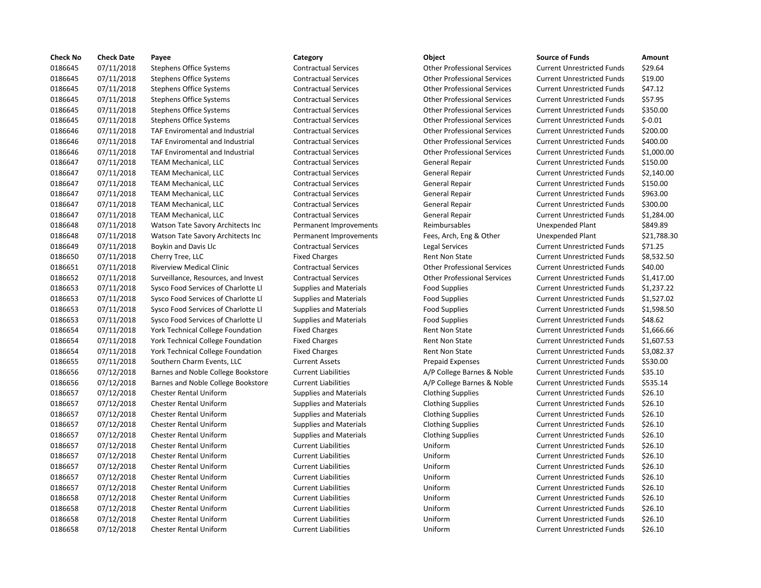| Check No | Check Date | Payee | Category | Object | Source of Funds | Amount |
|---|---|---|---|---|---|---|
| 0186645 | 07/11/2018 | Stephens Office Systems | Contractual Services | Other Professional Services | Current Unrestricted Funds | $29.64 |
| 0186645 | 07/11/2018 | Stephens Office Systems | Contractual Services | Other Professional Services | Current Unrestricted Funds | $19.00 |
| 0186645 | 07/11/2018 | Stephens Office Systems | Contractual Services | Other Professional Services | Current Unrestricted Funds | $47.12 |
| 0186645 | 07/11/2018 | Stephens Office Systems | Contractual Services | Other Professional Services | Current Unrestricted Funds | $57.95 |
| 0186645 | 07/11/2018 | Stephens Office Systems | Contractual Services | Other Professional Services | Current Unrestricted Funds | $350.00 |
| 0186645 | 07/11/2018 | Stephens Office Systems | Contractual Services | Other Professional Services | Current Unrestricted Funds | $-0.01 |
| 0186646 | 07/11/2018 | TAF Enviromental and Industrial | Contractual Services | Other Professional Services | Current Unrestricted Funds | $200.00 |
| 0186646 | 07/11/2018 | TAF Enviromental and Industrial | Contractual Services | Other Professional Services | Current Unrestricted Funds | $400.00 |
| 0186646 | 07/11/2018 | TAF Enviromental and Industrial | Contractual Services | Other Professional Services | Current Unrestricted Funds | $1,000.00 |
| 0186647 | 07/11/2018 | TEAM Mechanical, LLC | Contractual Services | General Repair | Current Unrestricted Funds | $150.00 |
| 0186647 | 07/11/2018 | TEAM Mechanical, LLC | Contractual Services | General Repair | Current Unrestricted Funds | $2,140.00 |
| 0186647 | 07/11/2018 | TEAM Mechanical, LLC | Contractual Services | General Repair | Current Unrestricted Funds | $150.00 |
| 0186647 | 07/11/2018 | TEAM Mechanical, LLC | Contractual Services | General Repair | Current Unrestricted Funds | $963.00 |
| 0186647 | 07/11/2018 | TEAM Mechanical, LLC | Contractual Services | General Repair | Current Unrestricted Funds | $300.00 |
| 0186647 | 07/11/2018 | TEAM Mechanical, LLC | Contractual Services | General Repair | Current Unrestricted Funds | $1,284.00 |
| 0186648 | 07/11/2018 | Watson Tate Savory Architects Inc | Permanent Improvements | Reimbursables | Unexpended Plant | $849.89 |
| 0186648 | 07/11/2018 | Watson Tate Savory Architects Inc | Permanent Improvements | Fees, Arch, Eng & Other | Unexpended Plant | $21,788.30 |
| 0186649 | 07/11/2018 | Boykin and Davis Llc | Contractual Services | Legal Services | Current Unrestricted Funds | $71.25 |
| 0186650 | 07/11/2018 | Cherry Tree, LLC | Fixed Charges | Rent Non State | Current Unrestricted Funds | $8,532.50 |
| 0186651 | 07/11/2018 | Riverview Medical Clinic | Contractual Services | Other Professional Services | Current Unrestricted Funds | $40.00 |
| 0186652 | 07/11/2018 | Surveillance, Resources, and Invest | Contractual Services | Other Professional Services | Current Unrestricted Funds | $1,417.00 |
| 0186653 | 07/11/2018 | Sysco Food Services of Charlotte Ll | Supplies and Materials | Food Supplies | Current Unrestricted Funds | $1,237.22 |
| 0186653 | 07/11/2018 | Sysco Food Services of Charlotte Ll | Supplies and Materials | Food Supplies | Current Unrestricted Funds | $1,527.02 |
| 0186653 | 07/11/2018 | Sysco Food Services of Charlotte Ll | Supplies and Materials | Food Supplies | Current Unrestricted Funds | $1,598.50 |
| 0186653 | 07/11/2018 | Sysco Food Services of Charlotte Ll | Supplies and Materials | Food Supplies | Current Unrestricted Funds | $48.62 |
| 0186654 | 07/11/2018 | York Technical College Foundation | Fixed Charges | Rent Non State | Current Unrestricted Funds | $1,666.66 |
| 0186654 | 07/11/2018 | York Technical College Foundation | Fixed Charges | Rent Non State | Current Unrestricted Funds | $1,607.53 |
| 0186654 | 07/11/2018 | York Technical College Foundation | Fixed Charges | Rent Non State | Current Unrestricted Funds | $3,082.37 |
| 0186655 | 07/11/2018 | Southern Charm Events, LLC | Current Assets | Prepaid Expenses | Current Unrestricted Funds | $530.00 |
| 0186656 | 07/12/2018 | Barnes and Noble College Bookstore | Current Liabilities | A/P College Barnes & Noble | Current Unrestricted Funds | $35.10 |
| 0186656 | 07/12/2018 | Barnes and Noble College Bookstore | Current Liabilities | A/P College Barnes & Noble | Current Unrestricted Funds | $535.14 |
| 0186657 | 07/12/2018 | Chester Rental Uniform | Supplies and Materials | Clothing Supplies | Current Unrestricted Funds | $26.10 |
| 0186657 | 07/12/2018 | Chester Rental Uniform | Supplies and Materials | Clothing Supplies | Current Unrestricted Funds | $26.10 |
| 0186657 | 07/12/2018 | Chester Rental Uniform | Supplies and Materials | Clothing Supplies | Current Unrestricted Funds | $26.10 |
| 0186657 | 07/12/2018 | Chester Rental Uniform | Supplies and Materials | Clothing Supplies | Current Unrestricted Funds | $26.10 |
| 0186657 | 07/12/2018 | Chester Rental Uniform | Supplies and Materials | Clothing Supplies | Current Unrestricted Funds | $26.10 |
| 0186657 | 07/12/2018 | Chester Rental Uniform | Current Liabilities | Uniform | Current Unrestricted Funds | $26.10 |
| 0186657 | 07/12/2018 | Chester Rental Uniform | Current Liabilities | Uniform | Current Unrestricted Funds | $26.10 |
| 0186657 | 07/12/2018 | Chester Rental Uniform | Current Liabilities | Uniform | Current Unrestricted Funds | $26.10 |
| 0186657 | 07/12/2018 | Chester Rental Uniform | Current Liabilities | Uniform | Current Unrestricted Funds | $26.10 |
| 0186657 | 07/12/2018 | Chester Rental Uniform | Current Liabilities | Uniform | Current Unrestricted Funds | $26.10 |
| 0186658 | 07/12/2018 | Chester Rental Uniform | Current Liabilities | Uniform | Current Unrestricted Funds | $26.10 |
| 0186658 | 07/12/2018 | Chester Rental Uniform | Current Liabilities | Uniform | Current Unrestricted Funds | $26.10 |
| 0186658 | 07/12/2018 | Chester Rental Uniform | Current Liabilities | Uniform | Current Unrestricted Funds | $26.10 |
| 0186658 | 07/12/2018 | Chester Rental Uniform | Current Liabilities | Uniform | Current Unrestricted Funds | $26.10 |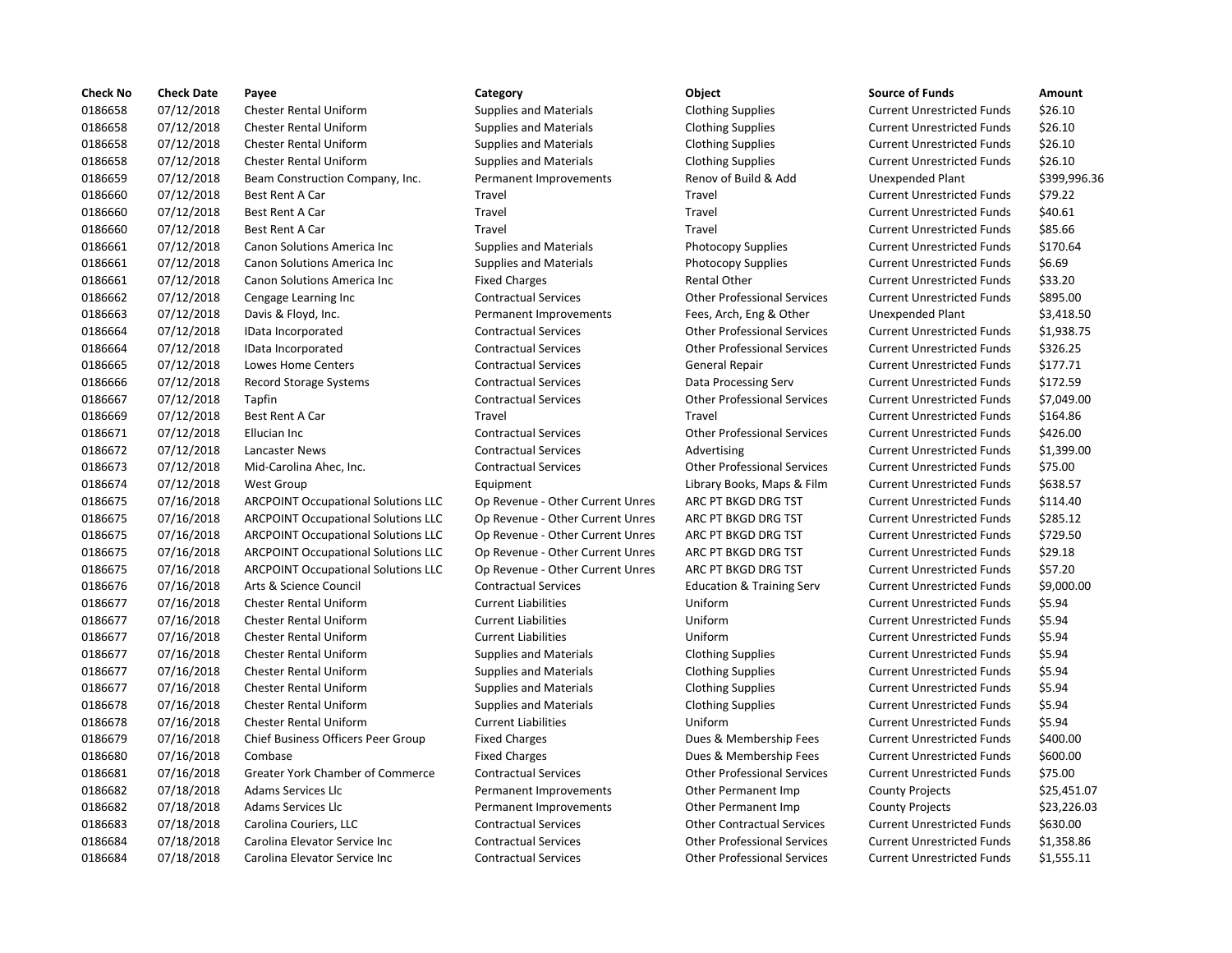| Check No | Check Date | Payee | Category | Object | Source of Funds | Amount |
|---|---|---|---|---|---|---|
| 0186658 | 07/12/2018 | Chester Rental Uniform | Supplies and Materials | Clothing Supplies | Current Unrestricted Funds | $26.10 |
| 0186658 | 07/12/2018 | Chester Rental Uniform | Supplies and Materials | Clothing Supplies | Current Unrestricted Funds | $26.10 |
| 0186658 | 07/12/2018 | Chester Rental Uniform | Supplies and Materials | Clothing Supplies | Current Unrestricted Funds | $26.10 |
| 0186658 | 07/12/2018 | Chester Rental Uniform | Supplies and Materials | Clothing Supplies | Current Unrestricted Funds | $26.10 |
| 0186659 | 07/12/2018 | Beam Construction Company, Inc. | Permanent Improvements | Renov of Build & Add | Unexpended Plant | $399,996.36 |
| 0186660 | 07/12/2018 | Best Rent A Car | Travel | Travel | Current Unrestricted Funds | $79.22 |
| 0186660 | 07/12/2018 | Best Rent A Car | Travel | Travel | Current Unrestricted Funds | $40.61 |
| 0186660 | 07/12/2018 | Best Rent A Car | Travel | Travel | Current Unrestricted Funds | $85.66 |
| 0186661 | 07/12/2018 | Canon Solutions America Inc | Supplies and Materials | Photocopy Supplies | Current Unrestricted Funds | $170.64 |
| 0186661 | 07/12/2018 | Canon Solutions America Inc | Supplies and Materials | Photocopy Supplies | Current Unrestricted Funds | $6.69 |
| 0186661 | 07/12/2018 | Canon Solutions America Inc | Fixed Charges | Rental Other | Current Unrestricted Funds | $33.20 |
| 0186662 | 07/12/2018 | Cengage Learning Inc | Contractual Services | Other Professional Services | Current Unrestricted Funds | $895.00 |
| 0186663 | 07/12/2018 | Davis & Floyd, Inc. | Permanent Improvements | Fees, Arch, Eng & Other | Unexpended Plant | $3,418.50 |
| 0186664 | 07/12/2018 | IData Incorporated | Contractual Services | Other Professional Services | Current Unrestricted Funds | $1,938.75 |
| 0186664 | 07/12/2018 | IData Incorporated | Contractual Services | Other Professional Services | Current Unrestricted Funds | $326.25 |
| 0186665 | 07/12/2018 | Lowes Home Centers | Contractual Services | General Repair | Current Unrestricted Funds | $177.71 |
| 0186666 | 07/12/2018 | Record Storage Systems | Contractual Services | Data Processing Serv | Current Unrestricted Funds | $172.59 |
| 0186667 | 07/12/2018 | Tapfin | Contractual Services | Other Professional Services | Current Unrestricted Funds | $7,049.00 |
| 0186669 | 07/12/2018 | Best Rent A Car | Travel | Travel | Current Unrestricted Funds | $164.86 |
| 0186671 | 07/12/2018 | Ellucian Inc | Contractual Services | Other Professional Services | Current Unrestricted Funds | $426.00 |
| 0186672 | 07/12/2018 | Lancaster News | Contractual Services | Advertising | Current Unrestricted Funds | $1,399.00 |
| 0186673 | 07/12/2018 | Mid-Carolina Ahec, Inc. | Contractual Services | Other Professional Services | Current Unrestricted Funds | $75.00 |
| 0186674 | 07/12/2018 | West Group | Equipment | Library Books, Maps & Film | Current Unrestricted Funds | $638.57 |
| 0186675 | 07/16/2018 | ARCPOINT Occupational Solutions LLC | Op Revenue - Other Current Unres | ARC PT BKGD DRG TST | Current Unrestricted Funds | $114.40 |
| 0186675 | 07/16/2018 | ARCPOINT Occupational Solutions LLC | Op Revenue - Other Current Unres | ARC PT BKGD DRG TST | Current Unrestricted Funds | $285.12 |
| 0186675 | 07/16/2018 | ARCPOINT Occupational Solutions LLC | Op Revenue - Other Current Unres | ARC PT BKGD DRG TST | Current Unrestricted Funds | $729.50 |
| 0186675 | 07/16/2018 | ARCPOINT Occupational Solutions LLC | Op Revenue - Other Current Unres | ARC PT BKGD DRG TST | Current Unrestricted Funds | $29.18 |
| 0186675 | 07/16/2018 | ARCPOINT Occupational Solutions LLC | Op Revenue - Other Current Unres | ARC PT BKGD DRG TST | Current Unrestricted Funds | $57.20 |
| 0186676 | 07/16/2018 | Arts & Science Council | Contractual Services | Education & Training Serv | Current Unrestricted Funds | $9,000.00 |
| 0186677 | 07/16/2018 | Chester Rental Uniform | Current Liabilities | Uniform | Current Unrestricted Funds | $5.94 |
| 0186677 | 07/16/2018 | Chester Rental Uniform | Current Liabilities | Uniform | Current Unrestricted Funds | $5.94 |
| 0186677 | 07/16/2018 | Chester Rental Uniform | Current Liabilities | Uniform | Current Unrestricted Funds | $5.94 |
| 0186677 | 07/16/2018 | Chester Rental Uniform | Supplies and Materials | Clothing Supplies | Current Unrestricted Funds | $5.94 |
| 0186677 | 07/16/2018 | Chester Rental Uniform | Supplies and Materials | Clothing Supplies | Current Unrestricted Funds | $5.94 |
| 0186677 | 07/16/2018 | Chester Rental Uniform | Supplies and Materials | Clothing Supplies | Current Unrestricted Funds | $5.94 |
| 0186678 | 07/16/2018 | Chester Rental Uniform | Supplies and Materials | Clothing Supplies | Current Unrestricted Funds | $5.94 |
| 0186678 | 07/16/2018 | Chester Rental Uniform | Current Liabilities | Uniform | Current Unrestricted Funds | $5.94 |
| 0186679 | 07/16/2018 | Chief Business Officers Peer Group | Fixed Charges | Dues & Membership Fees | Current Unrestricted Funds | $400.00 |
| 0186680 | 07/16/2018 | Combase | Fixed Charges | Dues & Membership Fees | Current Unrestricted Funds | $600.00 |
| 0186681 | 07/16/2018 | Greater York Chamber of Commerce | Contractual Services | Other Professional Services | Current Unrestricted Funds | $75.00 |
| 0186682 | 07/18/2018 | Adams Services Llc | Permanent Improvements | Other Permanent Imp | County Projects | $25,451.07 |
| 0186682 | 07/18/2018 | Adams Services Llc | Permanent Improvements | Other Permanent Imp | County Projects | $23,226.03 |
| 0186683 | 07/18/2018 | Carolina Couriers, LLC | Contractual Services | Other Contractual Services | Current Unrestricted Funds | $630.00 |
| 0186684 | 07/18/2018 | Carolina Elevator Service Inc | Contractual Services | Other Professional Services | Current Unrestricted Funds | $1,358.86 |
| 0186684 | 07/18/2018 | Carolina Elevator Service Inc | Contractual Services | Other Professional Services | Current Unrestricted Funds | $1,555.11 |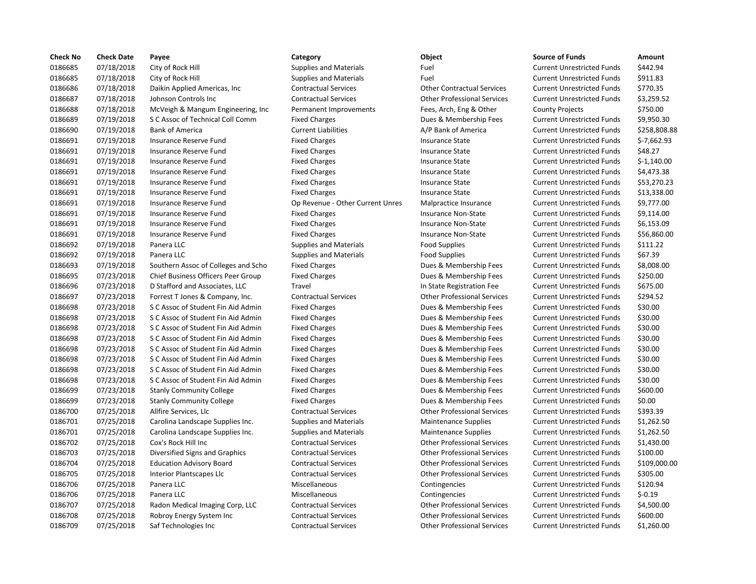| Check No | Check Date | Payee | Category | Object | Source of Funds | Amount |
|---|---|---|---|---|---|---|
| 0186685 | 07/18/2018 | City of Rock Hill | Supplies and Materials | Fuel | Current Unrestricted Funds | $442.94 |
| 0186685 | 07/18/2018 | City of Rock Hill | Supplies and Materials | Fuel | Current Unrestricted Funds | $911.83 |
| 0186686 | 07/18/2018 | Daikin Applied Americas, Inc | Contractual Services | Other Contractual Services | Current Unrestricted Funds | $770.35 |
| 0186687 | 07/18/2018 | Johnson Controls Inc | Contractual Services | Other Professional Services | Current Unrestricted Funds | $3,259.52 |
| 0186688 | 07/18/2018 | McVeigh & Mangum Engineering, Inc | Permanent Improvements | Fees, Arch, Eng & Other | County Projects | $750.00 |
| 0186689 | 07/19/2018 | S C Assoc of Technical Coll Comm | Fixed Charges | Dues & Membership Fees | Current Unrestricted Funds | $9,950.30 |
| 0186690 | 07/19/2018 | Bank of America | Current Liabilities | A/P Bank of America | Current Unrestricted Funds | $258,808.88 |
| 0186691 | 07/19/2018 | Insurance Reserve Fund | Fixed Charges | Insurance State | Current Unrestricted Funds | $-7,662.93 |
| 0186691 | 07/19/2018 | Insurance Reserve Fund | Fixed Charges | Insurance State | Current Unrestricted Funds | $48.27 |
| 0186691 | 07/19/2018 | Insurance Reserve Fund | Fixed Charges | Insurance State | Current Unrestricted Funds | $-1,140.00 |
| 0186691 | 07/19/2018 | Insurance Reserve Fund | Fixed Charges | Insurance State | Current Unrestricted Funds | $4,473.38 |
| 0186691 | 07/19/2018 | Insurance Reserve Fund | Fixed Charges | Insurance State | Current Unrestricted Funds | $53,270.23 |
| 0186691 | 07/19/2018 | Insurance Reserve Fund | Fixed Charges | Insurance State | Current Unrestricted Funds | $13,338.00 |
| 0186691 | 07/19/2018 | Insurance Reserve Fund | Op Revenue - Other Current Unres | Malpractice Insurance | Current Unrestricted Funds | $9,777.00 |
| 0186691 | 07/19/2018 | Insurance Reserve Fund | Fixed Charges | Insurance Non-State | Current Unrestricted Funds | $9,114.00 |
| 0186691 | 07/19/2018 | Insurance Reserve Fund | Fixed Charges | Insurance Non-State | Current Unrestricted Funds | $6,153.09 |
| 0186691 | 07/19/2018 | Insurance Reserve Fund | Fixed Charges | Insurance Non-State | Current Unrestricted Funds | $56,860.00 |
| 0186692 | 07/19/2018 | Panera LLC | Supplies and Materials | Food Supplies | Current Unrestricted Funds | $111.22 |
| 0186692 | 07/19/2018 | Panera LLC | Supplies and Materials | Food Supplies | Current Unrestricted Funds | $67.39 |
| 0186693 | 07/19/2018 | Southern Assoc of Colleges and Scho | Fixed Charges | Dues & Membership Fees | Current Unrestricted Funds | $8,008.00 |
| 0186695 | 07/23/2018 | Chief Business Officers Peer Group | Fixed Charges | Dues & Membership Fees | Current Unrestricted Funds | $250.00 |
| 0186696 | 07/23/2018 | D Stafford and Associates, LLC | Travel | In State Registration Fee | Current Unrestricted Funds | $675.00 |
| 0186697 | 07/23/2018 | Forrest T Jones & Company, Inc. | Contractual Services | Other Professional Services | Current Unrestricted Funds | $294.52 |
| 0186698 | 07/23/2018 | S C Assoc of Student Fin Aid Admin | Fixed Charges | Dues & Membership Fees | Current Unrestricted Funds | $30.00 |
| 0186698 | 07/23/2018 | S C Assoc of Student Fin Aid Admin | Fixed Charges | Dues & Membership Fees | Current Unrestricted Funds | $30.00 |
| 0186698 | 07/23/2018 | S C Assoc of Student Fin Aid Admin | Fixed Charges | Dues & Membership Fees | Current Unrestricted Funds | $30.00 |
| 0186698 | 07/23/2018 | S C Assoc of Student Fin Aid Admin | Fixed Charges | Dues & Membership Fees | Current Unrestricted Funds | $30.00 |
| 0186698 | 07/23/2018 | S C Assoc of Student Fin Aid Admin | Fixed Charges | Dues & Membership Fees | Current Unrestricted Funds | $30.00 |
| 0186698 | 07/23/2018 | S C Assoc of Student Fin Aid Admin | Fixed Charges | Dues & Membership Fees | Current Unrestricted Funds | $30.00 |
| 0186698 | 07/23/2018 | S C Assoc of Student Fin Aid Admin | Fixed Charges | Dues & Membership Fees | Current Unrestricted Funds | $30.00 |
| 0186698 | 07/23/2018 | S C Assoc of Student Fin Aid Admin | Fixed Charges | Dues & Membership Fees | Current Unrestricted Funds | $30.00 |
| 0186699 | 07/23/2018 | Stanly Community College | Fixed Charges | Dues & Membership Fees | Current Unrestricted Funds | $600.00 |
| 0186699 | 07/23/2018 | Stanly Community College | Fixed Charges | Dues & Membership Fees | Current Unrestricted Funds | $0.00 |
| 0186700 | 07/25/2018 | Allfire Services, Llc | Contractual Services | Other Professional Services | Current Unrestricted Funds | $393.39 |
| 0186701 | 07/25/2018 | Carolina Landscape Supplies Inc. | Supplies and Materials | Maintenance Supplies | Current Unrestricted Funds | $1,262.50 |
| 0186701 | 07/25/2018 | Carolina Landscape Supplies Inc. | Supplies and Materials | Maintenance Supplies | Current Unrestricted Funds | $1,262.50 |
| 0186702 | 07/25/2018 | Cox's Rock Hill Inc | Contractual Services | Other Professional Services | Current Unrestricted Funds | $1,430.00 |
| 0186703 | 07/25/2018 | Diversified Signs and Graphics | Contractual Services | Other Professional Services | Current Unrestricted Funds | $100.00 |
| 0186704 | 07/25/2018 | Education Advisory Board | Contractual Services | Other Professional Services | Current Unrestricted Funds | $109,000.00 |
| 0186705 | 07/25/2018 | Interior Plantscapes Llc | Contractual Services | Other Professional Services | Current Unrestricted Funds | $305.00 |
| 0186706 | 07/25/2018 | Panera LLC | Miscellaneous | Contingencies | Current Unrestricted Funds | $120.94 |
| 0186706 | 07/25/2018 | Panera LLC | Miscellaneous | Contingencies | Current Unrestricted Funds | $-0.19 |
| 0186707 | 07/25/2018 | Radon Medical Imaging Corp, LLC | Contractual Services | Other Professional Services | Current Unrestricted Funds | $4,500.00 |
| 0186708 | 07/25/2018 | Robroy Energy System Inc | Contractual Services | Other Professional Services | Current Unrestricted Funds | $600.00 |
| 0186709 | 07/25/2018 | Saf Technologies Inc | Contractual Services | Other Professional Services | Current Unrestricted Funds | $1,260.00 |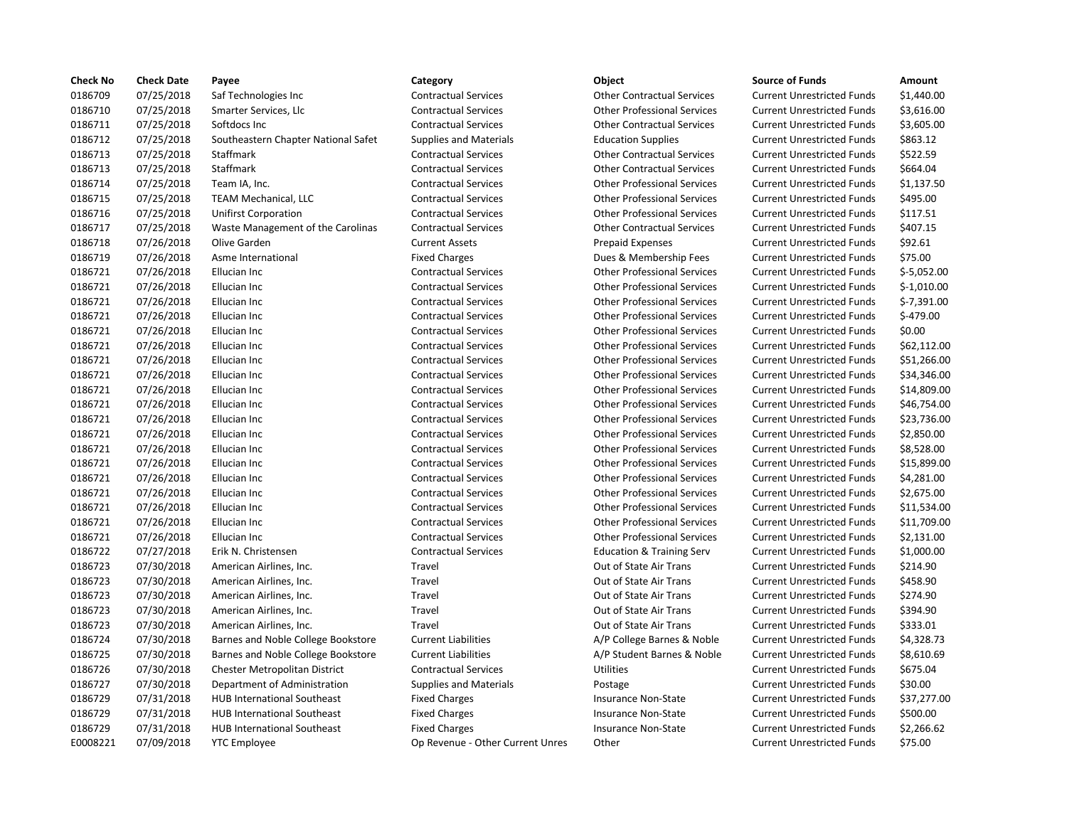| Check No | Check Date | Payee | Category | Object | Source of Funds | Amount |
|---|---|---|---|---|---|---|
| 0186709 | 07/25/2018 | Saf Technologies Inc | Contractual Services | Other Contractual Services | Current Unrestricted Funds | $1,440.00 |
| 0186710 | 07/25/2018 | Smarter Services, Llc | Contractual Services | Other Professional Services | Current Unrestricted Funds | $3,616.00 |
| 0186711 | 07/25/2018 | Softdocs Inc | Contractual Services | Other Contractual Services | Current Unrestricted Funds | $3,605.00 |
| 0186712 | 07/25/2018 | Southeastern Chapter National Safet | Supplies and Materials | Education Supplies | Current Unrestricted Funds | $863.12 |
| 0186713 | 07/25/2018 | Staffmark | Contractual Services | Other Contractual Services | Current Unrestricted Funds | $522.59 |
| 0186713 | 07/25/2018 | Staffmark | Contractual Services | Other Contractual Services | Current Unrestricted Funds | $664.04 |
| 0186714 | 07/25/2018 | Team IA, Inc. | Contractual Services | Other Professional Services | Current Unrestricted Funds | $1,137.50 |
| 0186715 | 07/25/2018 | TEAM Mechanical, LLC | Contractual Services | Other Professional Services | Current Unrestricted Funds | $495.00 |
| 0186716 | 07/25/2018 | Unifirst Corporation | Contractual Services | Other Professional Services | Current Unrestricted Funds | $117.51 |
| 0186717 | 07/25/2018 | Waste Management of the Carolinas | Contractual Services | Other Contractual Services | Current Unrestricted Funds | $407.15 |
| 0186718 | 07/26/2018 | Olive Garden | Current Assets | Prepaid Expenses | Current Unrestricted Funds | $92.61 |
| 0186719 | 07/26/2018 | Asme International | Fixed Charges | Dues & Membership Fees | Current Unrestricted Funds | $75.00 |
| 0186721 | 07/26/2018 | Ellucian Inc | Contractual Services | Other Professional Services | Current Unrestricted Funds | $-5,052.00 |
| 0186721 | 07/26/2018 | Ellucian Inc | Contractual Services | Other Professional Services | Current Unrestricted Funds | $-1,010.00 |
| 0186721 | 07/26/2018 | Ellucian Inc | Contractual Services | Other Professional Services | Current Unrestricted Funds | $-7,391.00 |
| 0186721 | 07/26/2018 | Ellucian Inc | Contractual Services | Other Professional Services | Current Unrestricted Funds | $-479.00 |
| 0186721 | 07/26/2018 | Ellucian Inc | Contractual Services | Other Professional Services | Current Unrestricted Funds | $0.00 |
| 0186721 | 07/26/2018 | Ellucian Inc | Contractual Services | Other Professional Services | Current Unrestricted Funds | $62,112.00 |
| 0186721 | 07/26/2018 | Ellucian Inc | Contractual Services | Other Professional Services | Current Unrestricted Funds | $51,266.00 |
| 0186721 | 07/26/2018 | Ellucian Inc | Contractual Services | Other Professional Services | Current Unrestricted Funds | $34,346.00 |
| 0186721 | 07/26/2018 | Ellucian Inc | Contractual Services | Other Professional Services | Current Unrestricted Funds | $14,809.00 |
| 0186721 | 07/26/2018 | Ellucian Inc | Contractual Services | Other Professional Services | Current Unrestricted Funds | $46,754.00 |
| 0186721 | 07/26/2018 | Ellucian Inc | Contractual Services | Other Professional Services | Current Unrestricted Funds | $23,736.00 |
| 0186721 | 07/26/2018 | Ellucian Inc | Contractual Services | Other Professional Services | Current Unrestricted Funds | $2,850.00 |
| 0186721 | 07/26/2018 | Ellucian Inc | Contractual Services | Other Professional Services | Current Unrestricted Funds | $8,528.00 |
| 0186721 | 07/26/2018 | Ellucian Inc | Contractual Services | Other Professional Services | Current Unrestricted Funds | $15,899.00 |
| 0186721 | 07/26/2018 | Ellucian Inc | Contractual Services | Other Professional Services | Current Unrestricted Funds | $4,281.00 |
| 0186721 | 07/26/2018 | Ellucian Inc | Contractual Services | Other Professional Services | Current Unrestricted Funds | $2,675.00 |
| 0186721 | 07/26/2018 | Ellucian Inc | Contractual Services | Other Professional Services | Current Unrestricted Funds | $11,534.00 |
| 0186721 | 07/26/2018 | Ellucian Inc | Contractual Services | Other Professional Services | Current Unrestricted Funds | $11,709.00 |
| 0186721 | 07/26/2018 | Ellucian Inc | Contractual Services | Other Professional Services | Current Unrestricted Funds | $2,131.00 |
| 0186722 | 07/27/2018 | Erik N. Christensen | Contractual Services | Education & Training Serv | Current Unrestricted Funds | $1,000.00 |
| 0186723 | 07/30/2018 | American Airlines, Inc. | Travel | Out of State Air Trans | Current Unrestricted Funds | $214.90 |
| 0186723 | 07/30/2018 | American Airlines, Inc. | Travel | Out of State Air Trans | Current Unrestricted Funds | $458.90 |
| 0186723 | 07/30/2018 | American Airlines, Inc. | Travel | Out of State Air Trans | Current Unrestricted Funds | $274.90 |
| 0186723 | 07/30/2018 | American Airlines, Inc. | Travel | Out of State Air Trans | Current Unrestricted Funds | $394.90 |
| 0186723 | 07/30/2018 | American Airlines, Inc. | Travel | Out of State Air Trans | Current Unrestricted Funds | $333.01 |
| 0186724 | 07/30/2018 | Barnes and Noble College Bookstore | Current Liabilities | A/P College Barnes & Noble | Current Unrestricted Funds | $4,328.73 |
| 0186725 | 07/30/2018 | Barnes and Noble College Bookstore | Current Liabilities | A/P Student Barnes & Noble | Current Unrestricted Funds | $8,610.69 |
| 0186726 | 07/30/2018 | Chester Metropolitan District | Contractual Services | Utilities | Current Unrestricted Funds | $675.04 |
| 0186727 | 07/30/2018 | Department of Administration | Supplies and Materials | Postage | Current Unrestricted Funds | $30.00 |
| 0186729 | 07/31/2018 | HUB International Southeast | Fixed Charges | Insurance Non-State | Current Unrestricted Funds | $37,277.00 |
| 0186729 | 07/31/2018 | HUB International Southeast | Fixed Charges | Insurance Non-State | Current Unrestricted Funds | $500.00 |
| 0186729 | 07/31/2018 | HUB International Southeast | Fixed Charges | Insurance Non-State | Current Unrestricted Funds | $2,266.62 |
| E0008221 | 07/09/2018 | YTC Employee | Op Revenue - Other Current Unres | Other | Current Unrestricted Funds | $75.00 |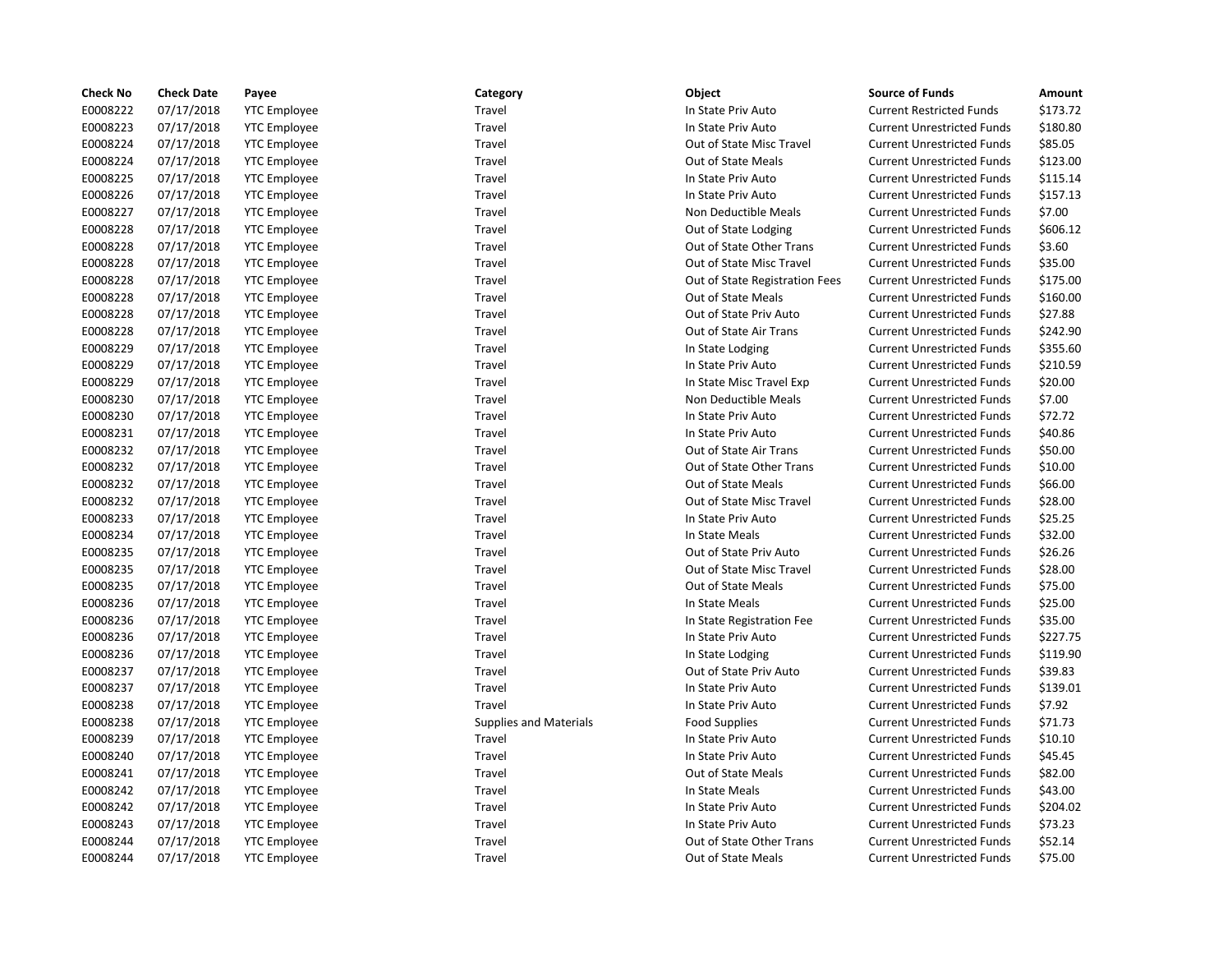| Check No | Check Date | Payee | Category | Object | Source of Funds | Amount |
|---|---|---|---|---|---|---|
| E0008222 | 07/17/2018 | YTC Employee | Travel | In State Priv Auto | Current Restricted Funds | $173.72 |
| E0008223 | 07/17/2018 | YTC Employee | Travel | In State Priv Auto | Current Unrestricted Funds | $180.80 |
| E0008224 | 07/17/2018 | YTC Employee | Travel | Out of State Misc Travel | Current Unrestricted Funds | $85.05 |
| E0008224 | 07/17/2018 | YTC Employee | Travel | Out of State Meals | Current Unrestricted Funds | $123.00 |
| E0008225 | 07/17/2018 | YTC Employee | Travel | In State Priv Auto | Current Unrestricted Funds | $115.14 |
| E0008226 | 07/17/2018 | YTC Employee | Travel | In State Priv Auto | Current Unrestricted Funds | $157.13 |
| E0008227 | 07/17/2018 | YTC Employee | Travel | Non Deductible Meals | Current Unrestricted Funds | $7.00 |
| E0008228 | 07/17/2018 | YTC Employee | Travel | Out of State Lodging | Current Unrestricted Funds | $606.12 |
| E0008228 | 07/17/2018 | YTC Employee | Travel | Out of State Other Trans | Current Unrestricted Funds | $3.60 |
| E0008228 | 07/17/2018 | YTC Employee | Travel | Out of State Misc Travel | Current Unrestricted Funds | $35.00 |
| E0008228 | 07/17/2018 | YTC Employee | Travel | Out of State Registration Fees | Current Unrestricted Funds | $175.00 |
| E0008228 | 07/17/2018 | YTC Employee | Travel | Out of State Meals | Current Unrestricted Funds | $160.00 |
| E0008228 | 07/17/2018 | YTC Employee | Travel | Out of State Priv Auto | Current Unrestricted Funds | $27.88 |
| E0008228 | 07/17/2018 | YTC Employee | Travel | Out of State Air Trans | Current Unrestricted Funds | $242.90 |
| E0008229 | 07/17/2018 | YTC Employee | Travel | In State Lodging | Current Unrestricted Funds | $355.60 |
| E0008229 | 07/17/2018 | YTC Employee | Travel | In State Priv Auto | Current Unrestricted Funds | $210.59 |
| E0008229 | 07/17/2018 | YTC Employee | Travel | In State Misc Travel Exp | Current Unrestricted Funds | $20.00 |
| E0008230 | 07/17/2018 | YTC Employee | Travel | Non Deductible Meals | Current Unrestricted Funds | $7.00 |
| E0008230 | 07/17/2018 | YTC Employee | Travel | In State Priv Auto | Current Unrestricted Funds | $72.72 |
| E0008231 | 07/17/2018 | YTC Employee | Travel | In State Priv Auto | Current Unrestricted Funds | $40.86 |
| E0008232 | 07/17/2018 | YTC Employee | Travel | Out of State Air Trans | Current Unrestricted Funds | $50.00 |
| E0008232 | 07/17/2018 | YTC Employee | Travel | Out of State Other Trans | Current Unrestricted Funds | $10.00 |
| E0008232 | 07/17/2018 | YTC Employee | Travel | Out of State Meals | Current Unrestricted Funds | $66.00 |
| E0008232 | 07/17/2018 | YTC Employee | Travel | Out of State Misc Travel | Current Unrestricted Funds | $28.00 |
| E0008233 | 07/17/2018 | YTC Employee | Travel | In State Priv Auto | Current Unrestricted Funds | $25.25 |
| E0008234 | 07/17/2018 | YTC Employee | Travel | In State Meals | Current Unrestricted Funds | $32.00 |
| E0008235 | 07/17/2018 | YTC Employee | Travel | Out of State Priv Auto | Current Unrestricted Funds | $26.26 |
| E0008235 | 07/17/2018 | YTC Employee | Travel | Out of State Misc Travel | Current Unrestricted Funds | $28.00 |
| E0008235 | 07/17/2018 | YTC Employee | Travel | Out of State Meals | Current Unrestricted Funds | $75.00 |
| E0008236 | 07/17/2018 | YTC Employee | Travel | In State Meals | Current Unrestricted Funds | $25.00 |
| E0008236 | 07/17/2018 | YTC Employee | Travel | In State Registration Fee | Current Unrestricted Funds | $35.00 |
| E0008236 | 07/17/2018 | YTC Employee | Travel | In State Priv Auto | Current Unrestricted Funds | $227.75 |
| E0008236 | 07/17/2018 | YTC Employee | Travel | In State Lodging | Current Unrestricted Funds | $119.90 |
| E0008237 | 07/17/2018 | YTC Employee | Travel | Out of State Priv Auto | Current Unrestricted Funds | $39.83 |
| E0008237 | 07/17/2018 | YTC Employee | Travel | In State Priv Auto | Current Unrestricted Funds | $139.01 |
| E0008238 | 07/17/2018 | YTC Employee | Travel | In State Priv Auto | Current Unrestricted Funds | $7.92 |
| E0008238 | 07/17/2018 | YTC Employee | Supplies and Materials | Food Supplies | Current Unrestricted Funds | $71.73 |
| E0008239 | 07/17/2018 | YTC Employee | Travel | In State Priv Auto | Current Unrestricted Funds | $10.10 |
| E0008240 | 07/17/2018 | YTC Employee | Travel | In State Priv Auto | Current Unrestricted Funds | $45.45 |
| E0008241 | 07/17/2018 | YTC Employee | Travel | Out of State Meals | Current Unrestricted Funds | $82.00 |
| E0008242 | 07/17/2018 | YTC Employee | Travel | In State Meals | Current Unrestricted Funds | $43.00 |
| E0008242 | 07/17/2018 | YTC Employee | Travel | In State Priv Auto | Current Unrestricted Funds | $204.02 |
| E0008243 | 07/17/2018 | YTC Employee | Travel | In State Priv Auto | Current Unrestricted Funds | $73.23 |
| E0008244 | 07/17/2018 | YTC Employee | Travel | Out of State Other Trans | Current Unrestricted Funds | $52.14 |
| E0008244 | 07/17/2018 | YTC Employee | Travel | Out of State Meals | Current Unrestricted Funds | $75.00 |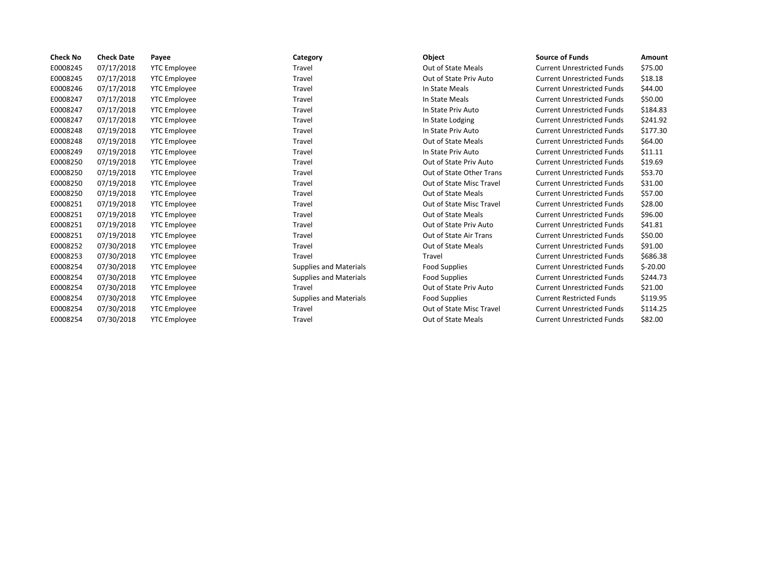| Check No | Check Date | Payee | Category | Object | Source of Funds | Amount |
| --- | --- | --- | --- | --- | --- | --- |
| E0008245 | 07/17/2018 | YTC Employee | Travel | Out of State Meals | Current Unrestricted Funds | $75.00 |
| E0008245 | 07/17/2018 | YTC Employee | Travel | Out of State Priv Auto | Current Unrestricted Funds | $18.18 |
| E0008246 | 07/17/2018 | YTC Employee | Travel | In State Meals | Current Unrestricted Funds | $44.00 |
| E0008247 | 07/17/2018 | YTC Employee | Travel | In State Meals | Current Unrestricted Funds | $50.00 |
| E0008247 | 07/17/2018 | YTC Employee | Travel | In State Priv Auto | Current Unrestricted Funds | $184.83 |
| E0008247 | 07/17/2018 | YTC Employee | Travel | In State Lodging | Current Unrestricted Funds | $241.92 |
| E0008248 | 07/19/2018 | YTC Employee | Travel | In State Priv Auto | Current Unrestricted Funds | $177.30 |
| E0008248 | 07/19/2018 | YTC Employee | Travel | Out of State Meals | Current Unrestricted Funds | $64.00 |
| E0008249 | 07/19/2018 | YTC Employee | Travel | In State Priv Auto | Current Unrestricted Funds | $11.11 |
| E0008250 | 07/19/2018 | YTC Employee | Travel | Out of State Priv Auto | Current Unrestricted Funds | $19.69 |
| E0008250 | 07/19/2018 | YTC Employee | Travel | Out of State Other Trans | Current Unrestricted Funds | $53.70 |
| E0008250 | 07/19/2018 | YTC Employee | Travel | Out of State Misc Travel | Current Unrestricted Funds | $31.00 |
| E0008250 | 07/19/2018 | YTC Employee | Travel | Out of State Meals | Current Unrestricted Funds | $57.00 |
| E0008251 | 07/19/2018 | YTC Employee | Travel | Out of State Misc Travel | Current Unrestricted Funds | $28.00 |
| E0008251 | 07/19/2018 | YTC Employee | Travel | Out of State Meals | Current Unrestricted Funds | $96.00 |
| E0008251 | 07/19/2018 | YTC Employee | Travel | Out of State Priv Auto | Current Unrestricted Funds | $41.81 |
| E0008251 | 07/19/2018 | YTC Employee | Travel | Out of State Air Trans | Current Unrestricted Funds | $50.00 |
| E0008252 | 07/30/2018 | YTC Employee | Travel | Out of State Meals | Current Unrestricted Funds | $91.00 |
| E0008253 | 07/30/2018 | YTC Employee | Travel | Travel | Current Unrestricted Funds | $686.38 |
| E0008254 | 07/30/2018 | YTC Employee | Supplies and Materials | Food Supplies | Current Unrestricted Funds | $-20.00 |
| E0008254 | 07/30/2018 | YTC Employee | Supplies and Materials | Food Supplies | Current Unrestricted Funds | $244.73 |
| E0008254 | 07/30/2018 | YTC Employee | Travel | Out of State Priv Auto | Current Unrestricted Funds | $21.00 |
| E0008254 | 07/30/2018 | YTC Employee | Supplies and Materials | Food Supplies | Current Restricted Funds | $119.95 |
| E0008254 | 07/30/2018 | YTC Employee | Travel | Out of State Misc Travel | Current Unrestricted Funds | $114.25 |
| E0008254 | 07/30/2018 | YTC Employee | Travel | Out of State Meals | Current Unrestricted Funds | $82.00 |